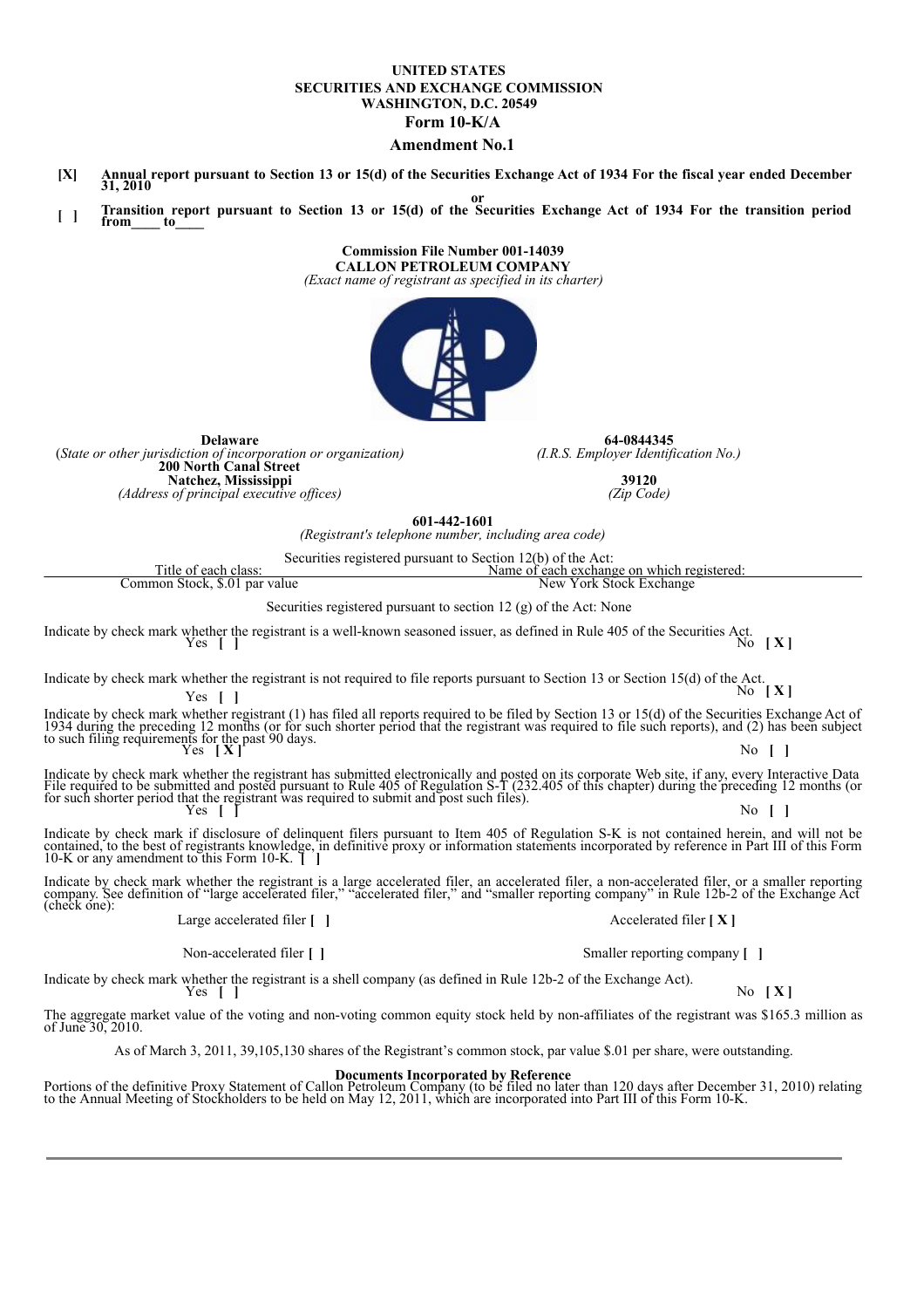**UNITED STATES**
**SECURITIES AND EXCHANGE COMMISSION**
**WASHINGTON, D.C. 20549**

# Form 10-K/A

## Amendment No.1

**[X]** **Annual report pursuant to Section 13 or 15(d) of the Securities Exchange Act of 1934 For the fiscal year ended December 31, 2010**

**or**

**[ ]** **Transition report pursuant to Section 13 or 15(d) of the Securities Exchange Act of 1934 For the transition period from\_\_\_\_ to\_\_\_\_**

**Commission File Number 001-14039**
**CALLON PETROLEUM COMPANY**
*(Exact name of registrant as specified in its charter)*

| **Delaware** | **64-0844345** |
|---|---|
| *(State or other jurisdiction of incorporation or organization)* | *(I.R.S. Employer Identification No.)* |
| **200 North Canal Street** | |
| **Natchez, Mississippi** | **39120** |
| *(Address of principal executive offices)* | *(Zip Code)* |

**601-442-1601**
*(Registrant's telephone number, including area code)*

Securities registered pursuant to Section 12(b) of the Act:

| Title of each class: | Name of each exchange on which registered: |
|---|---|
| Common Stock, $.01 par value | New York Stock Exchange |

Securities registered pursuant to section 12 (g) of the Act: None

Indicate by check mark whether the registrant is a well-known seasoned issuer, as defined in Rule 405 of the Securities Act.
Yes **[ ]** No **[ X ]**

Indicate by check mark whether the registrant is not required to file reports pursuant to Section 13 or Section 15(d) of the Act.
Yes **[ ]** No **[ X ]**

Indicate by check mark whether registrant (1) has filed all reports required to be filed by Section 13 or 15(d) of the Securities Exchange Act of 1934 during the preceding 12 months (or for such shorter period that the registrant was required to file such reports), and (2) has been subject to such filing requirements for the past 90 days.
Yes **[ X ]** No **[ ]**

Indicate by check mark whether the registrant has submitted electronically and posted on its corporate Web site, if any, every Interactive Data File required to be submitted and posted pursuant to Rule 405 of Regulation S-T (232.405 of this chapter) during the preceding 12 months (or for such shorter period that the registrant was required to submit and post such files).
Yes **[ ]** No **[ ]**

Indicate by check mark if disclosure of delinquent filers pursuant to Item 405 of Regulation S-K is not contained herein, and will not be contained, to the best of registrants knowledge, in definitive proxy or information statements incorporated by reference in Part III of this Form 10-K or any amendment to this Form 10-K. **[ ]**

Indicate by check mark whether the registrant is a large accelerated filer, an accelerated filer, a non-accelerated filer, or a smaller reporting company. See definition of "large accelerated filer," "accelerated filer," and "smaller reporting company" in Rule 12b-2 of the Exchange Act (check one):

Large accelerated filer **[ ]** Accelerated filer **[ X ]**

Non-accelerated filer **[ ]** Smaller reporting company **[ ]**

Indicate by check mark whether the registrant is a shell company (as defined in Rule 12b-2 of the Exchange Act).
Yes **[ ]** No **[ X ]**

The aggregate market value of the voting and non-voting common equity stock held by non-affiliates of the registrant was $165.3 million as of June 30, 2010.

As of March 3, 2011, 39,105,130 shares of the Registrant's common stock, par value $.01 per share, were outstanding.

**Documents Incorporated by Reference**

Portions of the definitive Proxy Statement of Callon Petroleum Company (to be filed no later than 120 days after December 31, 2010) relating to the Annual Meeting of Stockholders to be held on May 12, 2011, which are incorporated into Part III of this Form 10-K.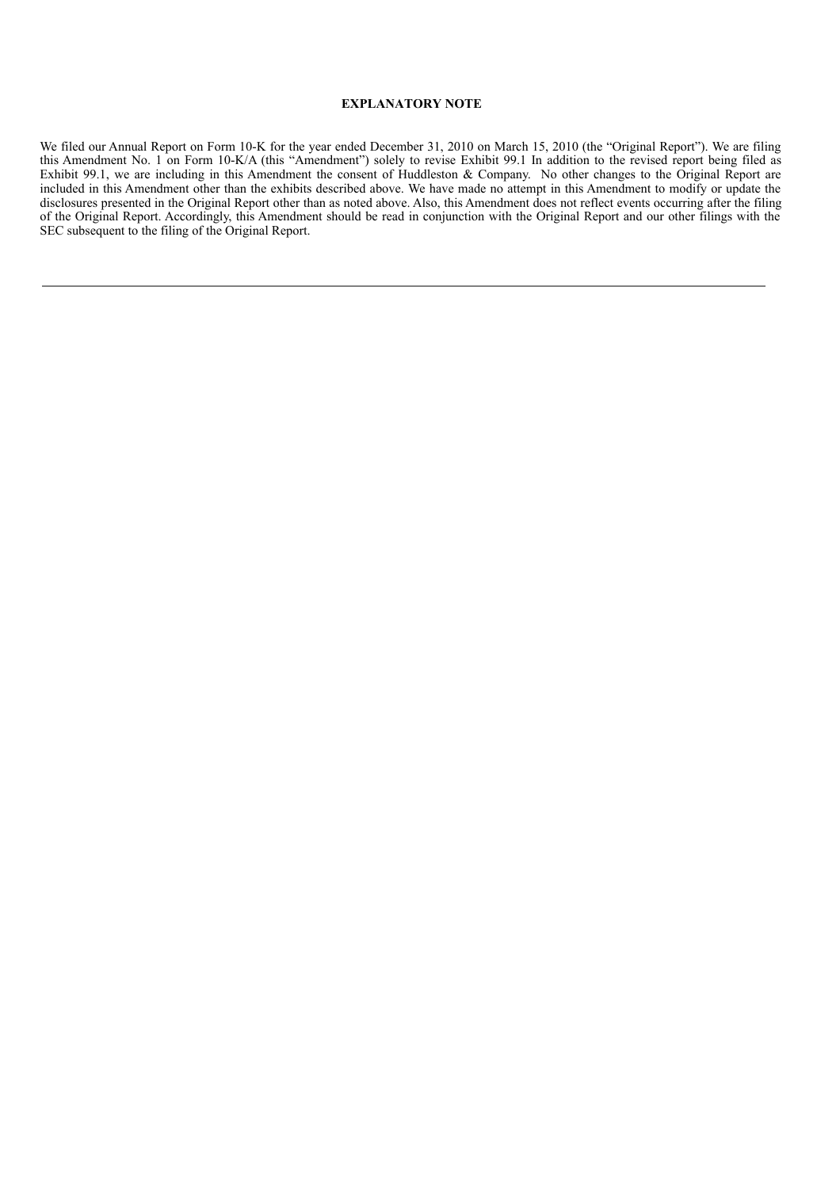**EXPLANATORY NOTE**

We filed our Annual Report on Form 10-K for the year ended December 31, 2010 on March 15, 2010 (the "Original Report"). We are filing this Amendment No. 1 on Form 10-K/A (this "Amendment") solely to revise Exhibit 99.1 In addition to the revised report being filed as Exhibit 99.1, we are including in this Amendment the consent of Huddleston & Company. No other changes to the Original Report are included in this Amendment other than the exhibits described above. We have made no attempt in this Amendment to modify or update the disclosures presented in the Original Report other than as noted above. Also, this Amendment does not reflect events occurring after the filing of the Original Report. Accordingly, this Amendment should be read in conjunction with the Original Report and our other filings with the SEC subsequent to the filing of the Original Report.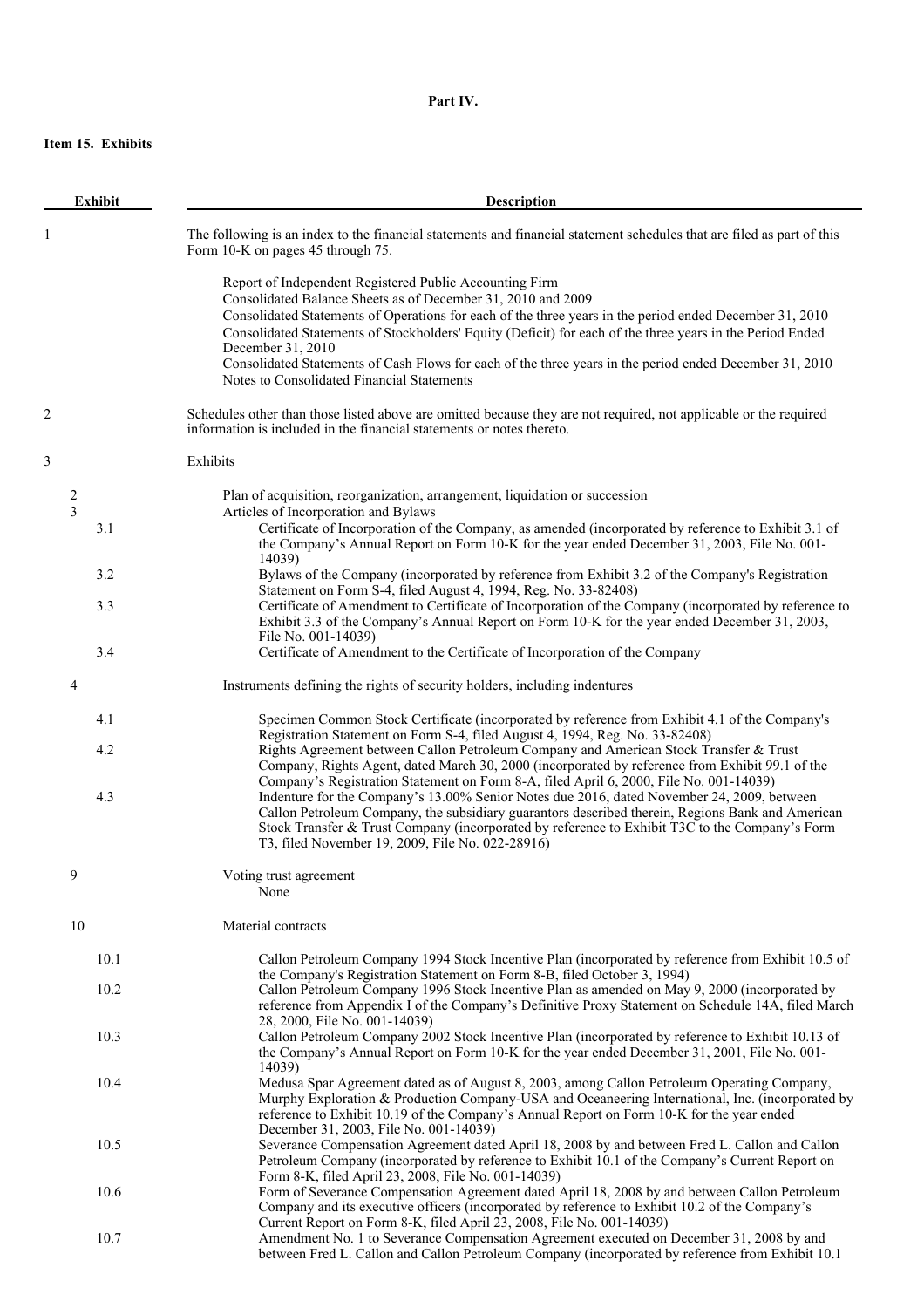**Part IV.**

**Item 15. Exhibits**

| Exhibit | Description |
|---|---|
| 1 | The following is an index to the financial statements and financial statement schedules that are filed as part of this Form 10-K on pages 45 through 75. |
| | Report of Independent Registered Public Accounting Firm<br>Consolidated Balance Sheets as of December 31, 2010 and 2009<br>Consolidated Statements of Operations for each of the three years in the period ended December 31, 2010<br>Consolidated Statements of Stockholders' Equity (Deficit) for each of the three years in the Period Ended December 31, 2010<br>Consolidated Statements of Cash Flows for each of the three years in the period ended December 31, 2010<br>Notes to Consolidated Financial Statements |
| 2 | Schedules other than those listed above are omitted because they are not required, not applicable or the required information is included in the financial statements or notes thereto. |
| 3 | Exhibits |
| 2 | Plan of acquisition, reorganization, arrangement, liquidation or succession |
| 3 | Articles of Incorporation and Bylaws |
| 3.1 | Certificate of Incorporation of the Company, as amended (incorporated by reference to Exhibit 3.1 of the Company's Annual Report on Form 10-K for the year ended December 31, 2003, File No. 001-14039) |
| 3.2 | Bylaws of the Company (incorporated by reference from Exhibit 3.2 of the Company's Registration Statement on Form S-4, filed August 4, 1994, Reg. No. 33-82408) |
| 3.3 | Certificate of Amendment to Certificate of Incorporation of the Company (incorporated by reference to Exhibit 3.3 of the Company's Annual Report on Form 10-K for the year ended December 31, 2003, File No. 001-14039) |
| 3.4 | Certificate of Amendment to the Certificate of Incorporation of the Company |
| 4 | Instruments defining the rights of security holders, including indentures |
| 4.1 | Specimen Common Stock Certificate (incorporated by reference from Exhibit 4.1 of the Company's Registration Statement on Form S-4, filed August 4, 1994, Reg. No. 33-82408) |
| 4.2 | Rights Agreement between Callon Petroleum Company and American Stock Transfer & Trust Company, Rights Agent, dated March 30, 2000 (incorporated by reference from Exhibit 99.1 of the Company's Registration Statement on Form 8-A, filed April 6, 2000, File No. 001-14039) |
| 4.3 | Indenture for the Company's 13.00% Senior Notes due 2016, dated November 24, 2009, between Callon Petroleum Company, the subsidiary guarantors described therein, Regions Bank and American Stock Transfer & Trust Company (incorporated by reference to Exhibit T3C to the Company's Form T3, filed November 19, 2009, File No. 022-28916) |
| 9 | Voting trust agreement<br>None |
| 10 | Material contracts |
| 10.1 | Callon Petroleum Company 1994 Stock Incentive Plan (incorporated by reference from Exhibit 10.5 of the Company's Registration Statement on Form 8-B, filed October 3, 1994) |
| 10.2 | Callon Petroleum Company 1996 Stock Incentive Plan as amended on May 9, 2000 (incorporated by reference from Appendix I of the Company's Definitive Proxy Statement on Schedule 14A, filed March 28, 2000, File No. 001-14039) |
| 10.3 | Callon Petroleum Company 2002 Stock Incentive Plan (incorporated by reference to Exhibit 10.13 of the Company's Annual Report on Form 10-K for the year ended December 31, 2001, File No. 001-14039) |
| 10.4 | Medusa Spar Agreement dated as of August 8, 2003, among Callon Petroleum Operating Company, Murphy Exploration & Production Company-USA and Oceaneering International, Inc. (incorporated by reference to Exhibit 10.19 of the Company's Annual Report on Form 10-K for the year ended December 31, 2003, File No. 001-14039) |
| 10.5 | Severance Compensation Agreement dated April 18, 2008 by and between Fred L. Callon and Callon Petroleum Company (incorporated by reference to Exhibit 10.1 of the Company's Current Report on Form 8-K, filed April 23, 2008, File No. 001-14039) |
| 10.6 | Form of Severance Compensation Agreement dated April 18, 2008 by and between Callon Petroleum Company and its executive officers (incorporated by reference to Exhibit 10.2 of the Company's Current Report on Form 8-K, filed April 23, 2008, File No. 001-14039) |
| 10.7 | Amendment No. 1 to Severance Compensation Agreement executed on December 31, 2008 by and between Fred L. Callon and Callon Petroleum Company (incorporated by reference from Exhibit 10.1 |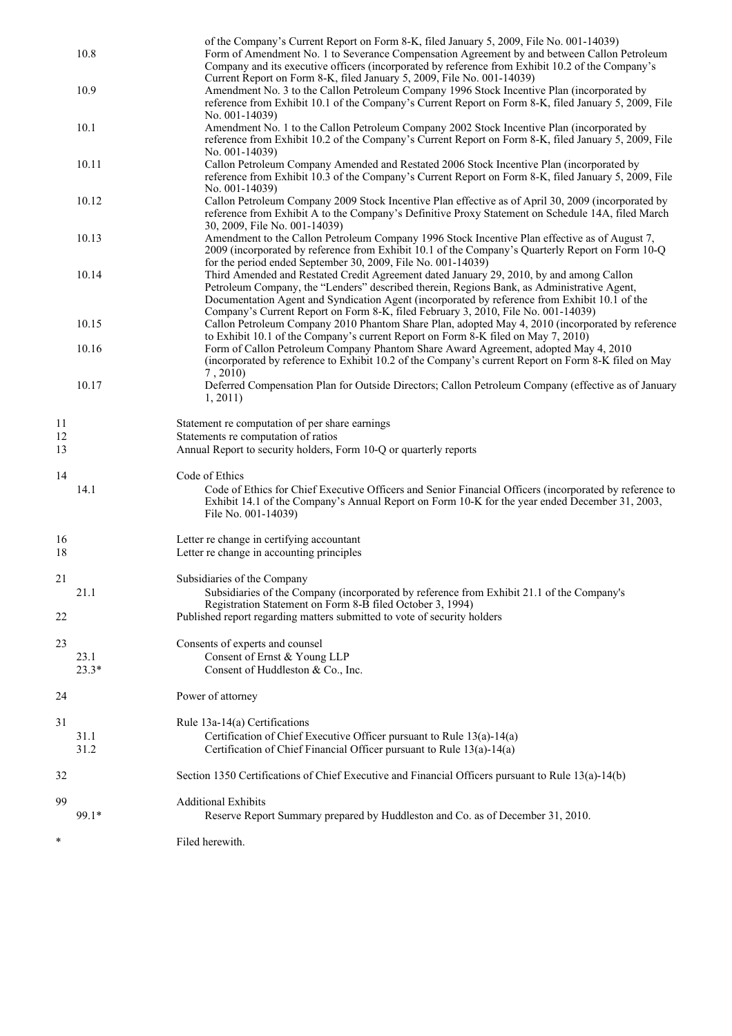| | | |
|---|---|---|
| | | of the Company's Current Report on Form 8-K, filed January 5, 2009, File No. 001-14039) |
| | 10.8 | Form of Amendment No. 1 to Severance Compensation Agreement by and between Callon Petroleum Company and its executive officers (incorporated by reference from Exhibit 10.2 of the Company's Current Report on Form 8-K, filed January 5, 2009, File No. 001-14039) |
| | 10.9 | Amendment No. 3 to the Callon Petroleum Company 1996 Stock Incentive Plan (incorporated by reference from Exhibit 10.1 of the Company's Current Report on Form 8-K, filed January 5, 2009, File No. 001-14039) |
| | 10.1 | Amendment No. 1 to the Callon Petroleum Company 2002 Stock Incentive Plan (incorporated by reference from Exhibit 10.2 of the Company's Current Report on Form 8-K, filed January 5, 2009, File No. 001-14039) |
| | 10.11 | Callon Petroleum Company Amended and Restated 2006 Stock Incentive Plan (incorporated by reference from Exhibit 10.3 of the Company's Current Report on Form 8-K, filed January 5, 2009, File No. 001-14039) |
| | 10.12 | Callon Petroleum Company 2009 Stock Incentive Plan effective as of April 30, 2009 (incorporated by reference from Exhibit A to the Company's Definitive Proxy Statement on Schedule 14A, filed March 30, 2009, File No. 001-14039) |
| | 10.13 | Amendment to the Callon Petroleum Company 1996 Stock Incentive Plan effective as of August 7, 2009 (incorporated by reference from Exhibit 10.1 of the Company's Quarterly Report on Form 10-Q for the period ended September 30, 2009, File No. 001-14039) |
| | 10.14 | Third Amended and Restated Credit Agreement dated January 29, 2010, by and among Callon Petroleum Company, the "Lenders" described therein, Regions Bank, as Administrative Agent, Documentation Agent and Syndication Agent (incorporated by reference from Exhibit 10.1 of the Company's Current Report on Form 8-K, filed February 3, 2010, File No. 001-14039) |
| | 10.15 | Callon Petroleum Company 2010 Phantom Share Plan, adopted May 4, 2010 (incorporated by reference to Exhibit 10.1 of the Company's current Report on Form 8-K filed on May 7, 2010) |
| | 10.16 | Form of Callon Petroleum Company Phantom Share Award Agreement, adopted May 4, 2010 (incorporated by reference to Exhibit 10.2 of the Company's current Report on Form 8-K filed on May 7 , 2010) |
| | 10.17 | Deferred Compensation Plan for Outside Directors; Callon Petroleum Company (effective as of January 1, 2011) |
| 11 | | Statement re computation of per share earnings |
| 12 | | Statements re computation of ratios |
| 13 | | Annual Report to security holders, Form 10-Q or quarterly reports |
| 14 | | Code of Ethics |
| | 14.1 | Code of Ethics for Chief Executive Officers and Senior Financial Officers (incorporated by reference to Exhibit 14.1 of the Company's Annual Report on Form 10-K for the year ended December 31, 2003, File No. 001-14039) |
| 16 | | Letter re change in certifying accountant |
| 18 | | Letter re change in accounting principles |
| 21 | | Subsidiaries of the Company |
| | 21.1 | Subsidiaries of the Company (incorporated by reference from Exhibit 21.1 of the Company's Registration Statement on Form 8-B filed October 3, 1994) |
| 22 | | Published report regarding matters submitted to vote of security holders |
| 23 | | Consents of experts and counsel |
| | 23.1 | Consent of Ernst & Young LLP |
| | 23.3* | Consent of Huddleston & Co., Inc. |
| 24 | | Power of attorney |
| 31 | | Rule 13a-14(a) Certifications |
| | 31.1 | Certification of Chief Executive Officer pursuant to Rule 13(a)-14(a) |
| | 31.2 | Certification of Chief Financial Officer pursuant to Rule 13(a)-14(a) |
| 32 | | Section 1350 Certifications of Chief Executive and Financial Officers pursuant to Rule 13(a)-14(b) |
| 99 | | Additional Exhibits |
| | 99.1* | Reserve Report Summary prepared by Huddleston and Co. as of December 31, 2010. |
| * | | Filed herewith. |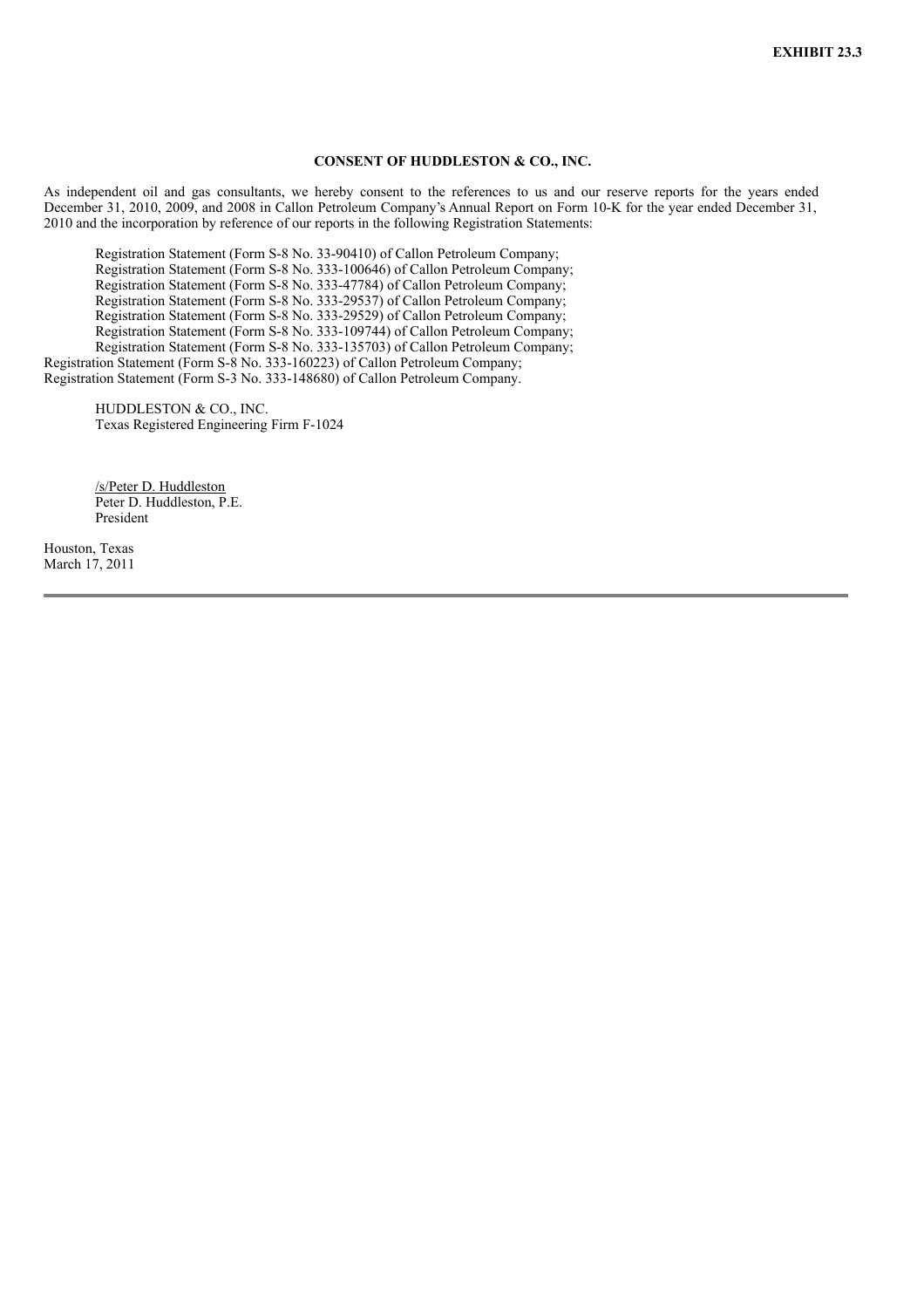**EXHIBIT 23.3**

**CONSENT OF HUDDLESTON & CO., INC.**

As independent oil and gas consultants, we hereby consent to the references to us and our reserve reports for the years ended December 31, 2010, 2009, and 2008 in Callon Petroleum Company's Annual Report on Form 10-K for the year ended December 31, 2010 and the incorporation by reference of our reports in the following Registration Statements:

Registration Statement (Form S-8 No. 33-90410) of Callon Petroleum Company;
Registration Statement (Form S-8 No. 333-100646) of Callon Petroleum Company;
Registration Statement (Form S-8 No. 333-47784) of Callon Petroleum Company;
Registration Statement (Form S-8 No. 333-29537) of Callon Petroleum Company;
Registration Statement (Form S-8 No. 333-29529) of Callon Petroleum Company;
Registration Statement (Form S-8 No. 333-109744) of Callon Petroleum Company;
Registration Statement (Form S-8 No. 333-135703) of Callon Petroleum Company;
Registration Statement (Form S-8 No. 333-160223) of Callon Petroleum Company;
Registration Statement (Form S-3 No. 333-148680) of Callon Petroleum Company.

HUDDLESTON & CO., INC.
Texas Registered Engineering Firm F-1024

/s/Peter D. Huddleston
Peter D. Huddleston, P.E.
President

Houston, Texas
March 17, 2011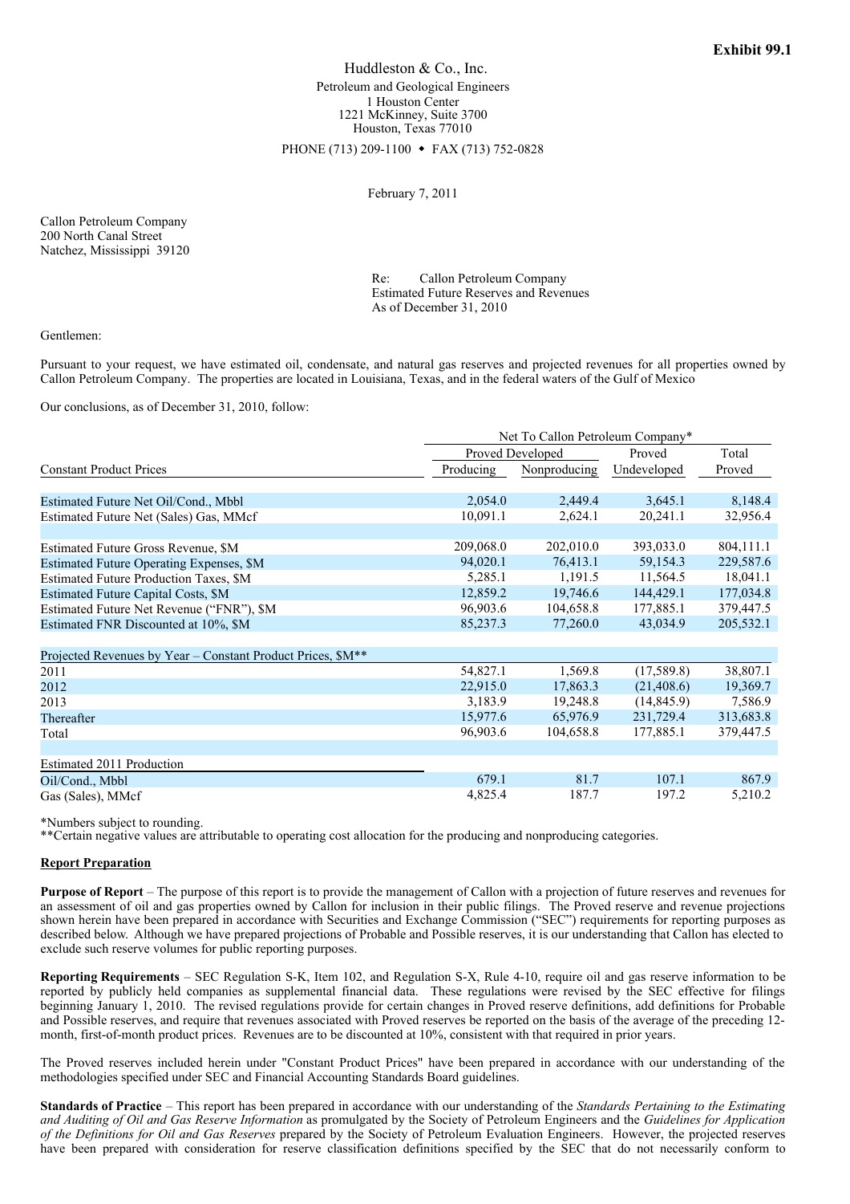**Exhibit 99.1**

Huddleston & Co., Inc.
Petroleum and Geological Engineers
1 Houston Center
1221 McKinney, Suite 3700
Houston, Texas 77010

PHONE (713) 209-1100 ◆ FAX (713) 752-0828

February 7, 2011

Callon Petroleum Company
200 North Canal Street
Natchez, Mississippi 39120

Re: Callon Petroleum Company
Estimated Future Reserves and Revenues
As of December 31, 2010

Gentlemen:

Pursuant to your request, we have estimated oil, condensate, and natural gas reserves and projected revenues for all properties owned by Callon Petroleum Company. The properties are located in Louisiana, Texas, and in the federal waters of the Gulf of Mexico

Our conclusions, as of December 31, 2010, follow:

| | Net To Callon Petroleum Company* | | | |
|---|---|---|---|---|
| | Proved Developed | | Proved | Total |
| Constant Product Prices | Producing | Nonproducing | Undeveloped | Proved |
| Estimated Future Net Oil/Cond., Mbbl | 2,054.0 | 2,449.4 | 3,645.1 | 8,148.4 |
| Estimated Future Net (Sales) Gas, MMcf | 10,091.1 | 2,624.1 | 20,241.1 | 32,956.4 |
| | | | | |
| Estimated Future Gross Revenue, $M | 209,068.0 | 202,010.0 | 393,033.0 | 804,111.1 |
| Estimated Future Operating Expenses, $M | 94,020.1 | 76,413.1 | 59,154.3 | 229,587.6 |
| Estimated Future Production Taxes, $M | 5,285.1 | 1,191.5 | 11,564.5 | 18,041.1 |
| Estimated Future Capital Costs, $M | 12,859.2 | 19,746.6 | 144,429.1 | 177,034.8 |
| Estimated Future Net Revenue ("FNR"), $M | 96,903.6 | 104,658.8 | 177,885.1 | 379,447.5 |
| Estimated FNR Discounted at 10%, $M | 85,237.3 | 77,260.0 | 43,034.9 | 205,532.1 |
| | | | | |
| Projected Revenues by Year – Constant Product Prices, $M** | | | | |
| 2011 | 54,827.1 | 1,569.8 | (17,589.8) | 38,807.1 |
| 2012 | 22,915.0 | 17,863.3 | (21,408.6) | 19,369.7 |
| 2013 | 3,183.9 | 19,248.8 | (14,845.9) | 7,586.9 |
| Thereafter | 15,977.6 | 65,976.9 | 231,729.4 | 313,683.8 |
| Total | 96,903.6 | 104,658.8 | 177,885.1 | 379,447.5 |
| | | | | |
| Estimated 2011 Production | | | | |
| Oil/Cond., Mbbl | 679.1 | 81.7 | 107.1 | 867.9 |
| Gas (Sales), MMcf | 4,825.4 | 187.7 | 197.2 | 5,210.2 |

*Numbers subject to rounding.
**Certain negative values are attributable to operating cost allocation for the producing and nonproducing categories.

**Report Preparation**

**Purpose of Report** – The purpose of this report is to provide the management of Callon with a projection of future reserves and revenues for an assessment of oil and gas properties owned by Callon for inclusion in their public filings. The Proved reserve and revenue projections shown herein have been prepared in accordance with Securities and Exchange Commission ("SEC") requirements for reporting purposes as described below. Although we have prepared projections of Probable and Possible reserves, it is our understanding that Callon has elected to exclude such reserve volumes for public reporting purposes.

**Reporting Requirements** – SEC Regulation S-K, Item 102, and Regulation S-X, Rule 4-10, require oil and gas reserve information to be reported by publicly held companies as supplemental financial data. These regulations were revised by the SEC effective for filings beginning January 1, 2010. The revised regulations provide for certain changes in Proved reserve definitions, add definitions for Probable and Possible reserves, and require that revenues associated with Proved reserves be reported on the basis of the average of the preceding 12-month, first-of-month product prices. Revenues are to be discounted at 10%, consistent with that required in prior years.

The Proved reserves included herein under "Constant Product Prices" have been prepared in accordance with our understanding of the methodologies specified under SEC and Financial Accounting Standards Board guidelines.

**Standards of Practice** – This report has been prepared in accordance with our understanding of the *Standards Pertaining to the Estimating and Auditing of Oil and Gas Reserve Information* as promulgated by the Society of Petroleum Engineers and the *Guidelines for Application of the Definitions for Oil and Gas Reserves* prepared by the Society of Petroleum Evaluation Engineers. However, the projected reserves have been prepared with consideration for reserve classification definitions specified by the SEC that do not necessarily conform to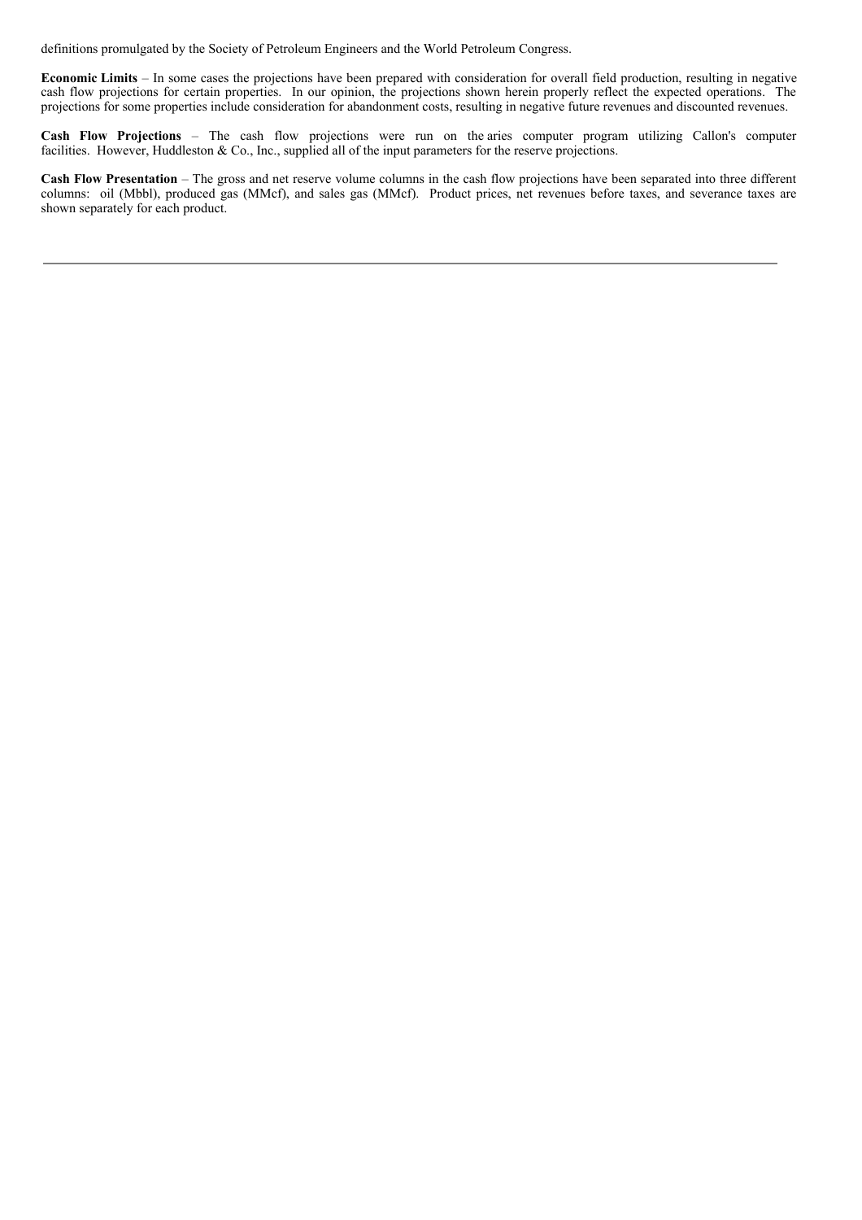definitions promulgated by the Society of Petroleum Engineers and the World Petroleum Congress.

**Economic Limits** – In some cases the projections have been prepared with consideration for overall field production, resulting in negative cash flow projections for certain properties. In our opinion, the projections shown herein properly reflect the expected operations. The projections for some properties include consideration for abandonment costs, resulting in negative future revenues and discounted revenues.

**Cash Flow Projections** – The cash flow projections were run on the aries computer program utilizing Callon's computer facilities. However, Huddleston & Co., Inc., supplied all of the input parameters for the reserve projections.

**Cash Flow Presentation** – The gross and net reserve volume columns in the cash flow projections have been separated into three different columns: oil (Mbbl), produced gas (MMcf), and sales gas (MMcf). Product prices, net revenues before taxes, and severance taxes are shown separately for each product.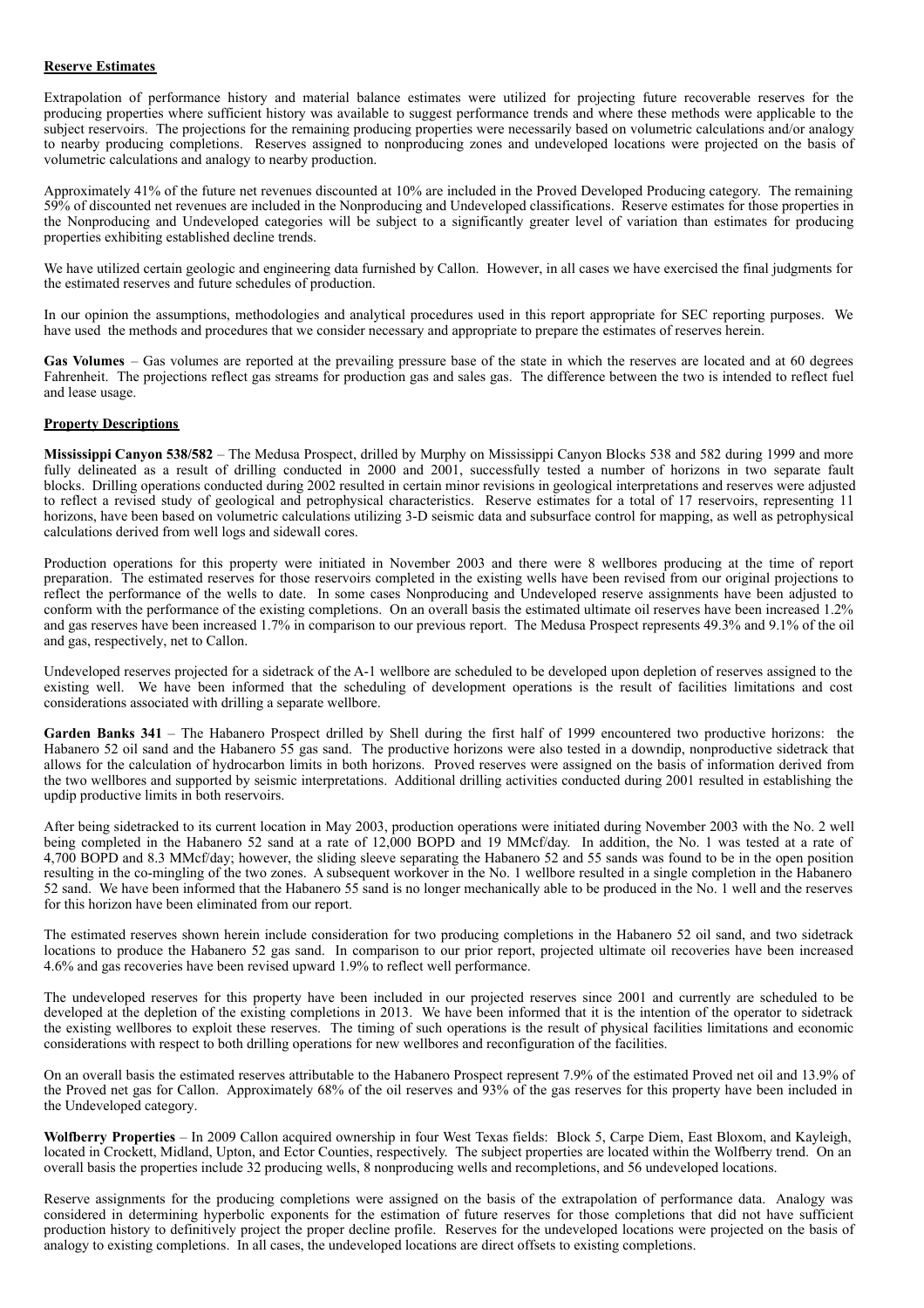**Reserve Estimates**

Extrapolation of performance history and material balance estimates were utilized for projecting future recoverable reserves for the producing properties where sufficient history was available to suggest performance trends and where these methods were applicable to the subject reservoirs. The projections for the remaining producing properties were necessarily based on volumetric calculations and/or analogy to nearby producing completions. Reserves assigned to nonproducing zones and undeveloped locations were projected on the basis of volumetric calculations and analogy to nearby production.

Approximately 41% of the future net revenues discounted at 10% are included in the Proved Developed Producing category. The remaining 59% of discounted net revenues are included in the Nonproducing and Undeveloped classifications. Reserve estimates for those properties in the Nonproducing and Undeveloped categories will be subject to a significantly greater level of variation than estimates for producing properties exhibiting established decline trends.

We have utilized certain geologic and engineering data furnished by Callon. However, in all cases we have exercised the final judgments for the estimated reserves and future schedules of production.

In our opinion the assumptions, methodologies and analytical procedures used in this report appropriate for SEC reporting purposes. We have used the methods and procedures that we consider necessary and appropriate to prepare the estimates of reserves herein.

**Gas Volumes** – Gas volumes are reported at the prevailing pressure base of the state in which the reserves are located and at 60 degrees Fahrenheit. The projections reflect gas streams for production gas and sales gas. The difference between the two is intended to reflect fuel and lease usage.

**Property Descriptions**

**Mississippi Canyon 538/582** – The Medusa Prospect, drilled by Murphy on Mississippi Canyon Blocks 538 and 582 during 1999 and more fully delineated as a result of drilling conducted in 2000 and 2001, successfully tested a number of horizons in two separate fault blocks. Drilling operations conducted during 2002 resulted in certain minor revisions in geological interpretations and reserves were adjusted to reflect a revised study of geological and petrophysical characteristics. Reserve estimates for a total of 17 reservoirs, representing 11 horizons, have been based on volumetric calculations utilizing 3-D seismic data and subsurface control for mapping, as well as petrophysical calculations derived from well logs and sidewall cores.

Production operations for this property were initiated in November 2003 and there were 8 wellbores producing at the time of report preparation. The estimated reserves for those reservoirs completed in the existing wells have been revised from our original projections to reflect the performance of the wells to date. In some cases Nonproducing and Undeveloped reserve assignments have been adjusted to conform with the performance of the existing completions. On an overall basis the estimated ultimate oil reserves have been increased 1.2% and gas reserves have been increased 1.7% in comparison to our previous report. The Medusa Prospect represents 49.3% and 9.1% of the oil and gas, respectively, net to Callon.

Undeveloped reserves projected for a sidetrack of the A-1 wellbore are scheduled to be developed upon depletion of reserves assigned to the existing well. We have been informed that the scheduling of development operations is the result of facilities limitations and cost considerations associated with drilling a separate wellbore.

**Garden Banks 341** – The Habanero Prospect drilled by Shell during the first half of 1999 encountered two productive horizons: the Habanero 52 oil sand and the Habanero 55 gas sand. The productive horizons were also tested in a downdip, nonproductive sidetrack that allows for the calculation of hydrocarbon limits in both horizons. Proved reserves were assigned on the basis of information derived from the two wellbores and supported by seismic interpretations. Additional drilling activities conducted during 2001 resulted in establishing the updip productive limits in both reservoirs.

After being sidetracked to its current location in May 2003, production operations were initiated during November 2003 with the No. 2 well being completed in the Habanero 52 sand at a rate of 12,000 BOPD and 19 MMcf/day. In addition, the No. 1 was tested at a rate of 4,700 BOPD and 8.3 MMcf/day; however, the sliding sleeve separating the Habanero 52 and 55 sands was found to be in the open position resulting in the co-mingling of the two zones. A subsequent workover in the No. 1 wellbore resulted in a single completion in the Habanero 52 sand. We have been informed that the Habanero 55 sand is no longer mechanically able to be produced in the No. 1 well and the reserves for this horizon have been eliminated from our report.

The estimated reserves shown herein include consideration for two producing completions in the Habanero 52 oil sand, and two sidetrack locations to produce the Habanero 52 gas sand. In comparison to our prior report, projected ultimate oil recoveries have been increased 4.6% and gas recoveries have been revised upward 1.9% to reflect well performance.

The undeveloped reserves for this property have been included in our projected reserves since 2001 and currently are scheduled to be developed at the depletion of the existing completions in 2013. We have been informed that it is the intention of the operator to sidetrack the existing wellbores to exploit these reserves. The timing of such operations is the result of physical facilities limitations and economic considerations with respect to both drilling operations for new wellbores and reconfiguration of the facilities.

On an overall basis the estimated reserves attributable to the Habanero Prospect represent 7.9% of the estimated Proved net oil and 13.9% of the Proved net gas for Callon. Approximately 68% of the oil reserves and 93% of the gas reserves for this property have been included in the Undeveloped category.

**Wolfberry Properties** – In 2009 Callon acquired ownership in four West Texas fields: Block 5, Carpe Diem, East Bloxom, and Kayleigh, located in Crockett, Midland, Upton, and Ector Counties, respectively. The subject properties are located within the Wolfberry trend. On an overall basis the properties include 32 producing wells, 8 nonproducing wells and recompletions, and 56 undeveloped locations.

Reserve assignments for the producing completions were assigned on the basis of the extrapolation of performance data. Analogy was considered in determining hyperbolic exponents for the estimation of future reserves for those completions that did not have sufficient production history to definitively project the proper decline profile. Reserves for the undeveloped locations were projected on the basis of analogy to existing completions. In all cases, the undeveloped locations are direct offsets to existing completions.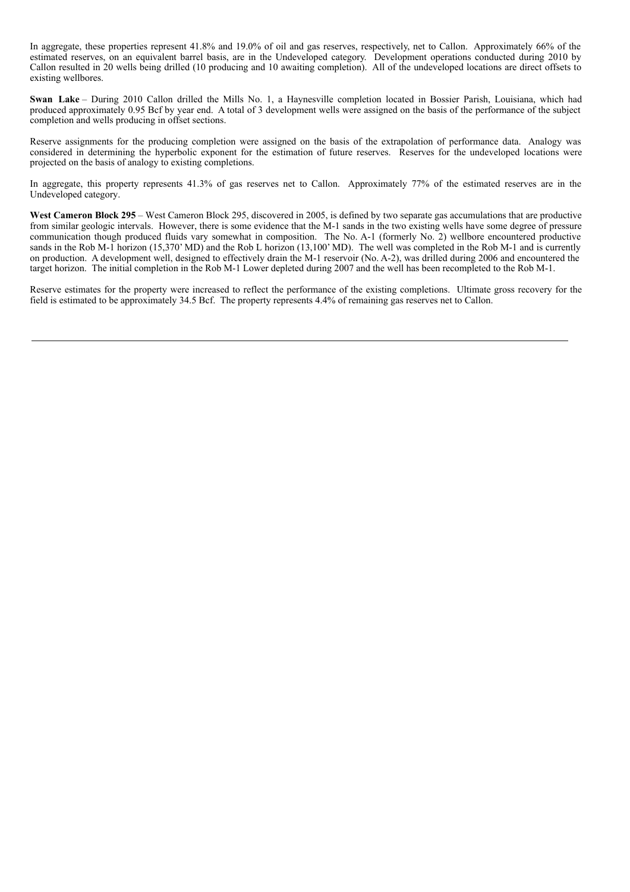In aggregate, these properties represent 41.8% and 19.0% of oil and gas reserves, respectively, net to Callon. Approximately 66% of the estimated reserves, on an equivalent barrel basis, are in the Undeveloped category. Development operations conducted during 2010 by Callon resulted in 20 wells being drilled (10 producing and 10 awaiting completion). All of the undeveloped locations are direct offsets to existing wellbores.

**Swan Lake** – During 2010 Callon drilled the Mills No. 1, a Haynesville completion located in Bossier Parish, Louisiana, which had produced approximately 0.95 Bcf by year end. A total of 3 development wells were assigned on the basis of the performance of the subject completion and wells producing in offset sections.

Reserve assignments for the producing completion were assigned on the basis of the extrapolation of performance data. Analogy was considered in determining the hyperbolic exponent for the estimation of future reserves. Reserves for the undeveloped locations were projected on the basis of analogy to existing completions.

In aggregate, this property represents 41.3% of gas reserves net to Callon. Approximately 77% of the estimated reserves are in the Undeveloped category.

**West Cameron Block 295** – West Cameron Block 295, discovered in 2005, is defined by two separate gas accumulations that are productive from similar geologic intervals. However, there is some evidence that the M-1 sands in the two existing wells have some degree of pressure communication though produced fluids vary somewhat in composition. The No. A-1 (formerly No. 2) wellbore encountered productive sands in the Rob M-1 horizon (15,370' MD) and the Rob L horizon (13,100' MD). The well was completed in the Rob M-1 and is currently on production. A development well, designed to effectively drain the M-1 reservoir (No. A-2), was drilled during 2006 and encountered the target horizon. The initial completion in the Rob M-1 Lower depleted during 2007 and the well has been recompleted to the Rob M-1.

Reserve estimates for the property were increased to reflect the performance of the existing completions. Ultimate gross recovery for the field is estimated to be approximately 34.5 Bcf. The property represents 4.4% of remaining gas reserves net to Callon.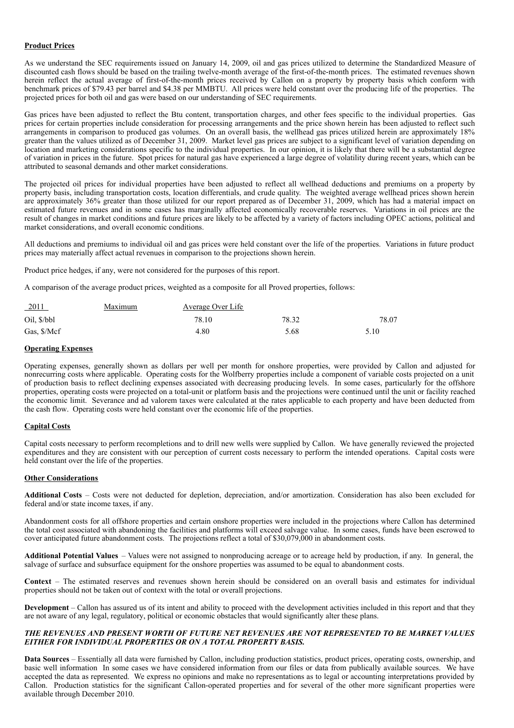**Product Prices**

As we understand the SEC requirements issued on January 14, 2009, oil and gas prices utilized to determine the Standardized Measure of discounted cash flows should be based on the trailing twelve-month average of the first-of-the-month prices. The estimated revenues shown herein reflect the actual average of first-of-the-month prices received by Callon on a property by property basis which conform with benchmark prices of $79.43 per barrel and $4.38 per MMBTU. All prices were held constant over the producing life of the properties. The projected prices for both oil and gas were based on our understanding of SEC requirements.

Gas prices have been adjusted to reflect the Btu content, transportation charges, and other fees specific to the individual properties. Gas prices for certain properties include consideration for processing arrangements and the price shown herein has been adjusted to reflect such arrangements in comparison to produced gas volumes. On an overall basis, the wellhead gas prices utilized herein are approximately 18% greater than the values utilized as of December 31, 2009. Market level gas prices are subject to a significant level of variation depending on location and marketing considerations specific to the individual properties. In our opinion, it is likely that there will be a substantial degree of variation in prices in the future. Spot prices for natural gas have experienced a large degree of volatility during recent years, which can be attributed to seasonal demands and other market considerations.

The projected oil prices for individual properties have been adjusted to reflect all wellhead deductions and premiums on a property by property basis, including transportation costs, location differentials, and crude quality. The weighted average wellhead prices shown herein are approximately 36% greater than those utilized for our report prepared as of December 31, 2009, which has had a material impact on estimated future revenues and in some cases has marginally affected economically recoverable reserves. Variations in oil prices are the result of changes in market conditions and future prices are likely to be affected by a variety of factors including OPEC actions, political and market considerations, and overall economic conditions.

All deductions and premiums to individual oil and gas prices were held constant over the life of the properties. Variations in future product prices may materially affect actual revenues in comparison to the projections shown herein.

Product price hedges, if any, were not considered for the purposes of this report.

A comparison of the average product prices, weighted as a composite for all Proved properties, follows:

| 2011 | Maximum | Average Over Life | |
|---|---|---|---|
| Oil, $/bbl | 78.10 | 78.32 | 78.07 |
| Gas, $/Mcf | 4.80 | 5.68 | 5.10 |

**Operating Expenses**

Operating expenses, generally shown as dollars per well per month for onshore properties, were provided by Callon and adjusted for nonrecurring costs where applicable. Operating costs for the Wolfberry properties include a component of variable costs projected on a unit of production basis to reflect declining expenses associated with decreasing producing levels. In some cases, particularly for the offshore properties, operating costs were projected on a total-unit or platform basis and the projections were continued until the unit or facility reached the economic limit. Severance and ad valorem taxes were calculated at the rates applicable to each property and have been deducted from the cash flow. Operating costs were held constant over the economic life of the properties.

**Capital Costs**

Capital costs necessary to perform recompletions and to drill new wells were supplied by Callon. We have generally reviewed the projected expenditures and they are consistent with our perception of current costs necessary to perform the intended operations. Capital costs were held constant over the life of the properties.

**Other Considerations**

**Additional Costs** – Costs were not deducted for depletion, depreciation, and/or amortization. Consideration has also been excluded for federal and/or state income taxes, if any.

Abandonment costs for all offshore properties and certain onshore properties were included in the projections where Callon has determined the total cost associated with abandoning the facilities and platforms will exceed salvage value. In some cases, funds have been escrowed to cover anticipated future abandonment costs. The projections reflect a total of $30,079,000 in abandonment costs.

**Additional Potential Values** – Values were not assigned to nonproducing acreage or to acreage held by production, if any. In general, the salvage of surface and subsurface equipment for the onshore properties was assumed to be equal to abandonment costs.

**Context** – The estimated reserves and revenues shown herein should be considered on an overall basis and estimates for individual properties should not be taken out of context with the total or overall projections.

**Development** – Callon has assured us of its intent and ability to proceed with the development activities included in this report and that they are not aware of any legal, regulatory, political or economic obstacles that would significantly alter these plans.

***THE REVENUES AND PRESENT WORTH OF FUTURE NET REVENUES ARE NOT REPRESENTED TO BE MARKET VALUES EITHER FOR INDIVIDUAL PROPERTIES OR ON A TOTAL PROPERTY BASIS.***

**Data Sources** – Essentially all data were furnished by Callon, including production statistics, product prices, operating costs, ownership, and basic well information In some cases we have considered information from our files or data from publically available sources. We have accepted the data as represented. We express no opinions and make no representations as to legal or accounting interpretations provided by Callon. Production statistics for the significant Callon-operated properties and for several of the other more significant properties were available through December 2010.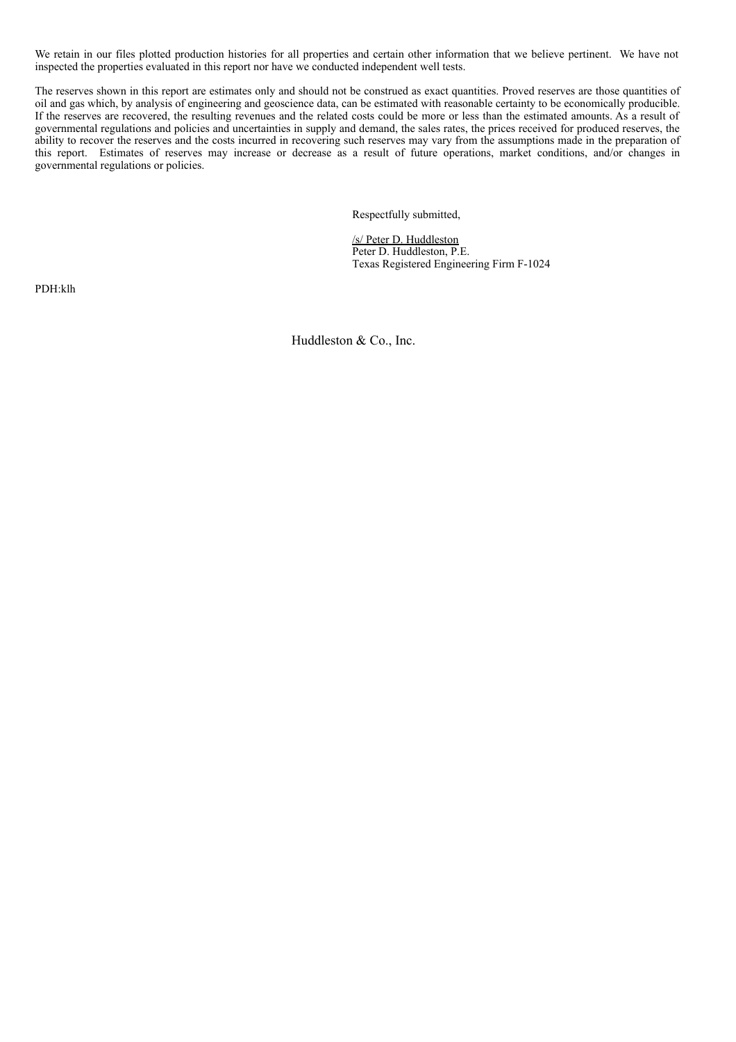We retain in our files plotted production histories for all properties and certain other information that we believe pertinent. We have not inspected the properties evaluated in this report nor have we conducted independent well tests.

The reserves shown in this report are estimates only and should not be construed as exact quantities. Proved reserves are those quantities of oil and gas which, by analysis of engineering and geoscience data, can be estimated with reasonable certainty to be economically producible. If the reserves are recovered, the resulting revenues and the related costs could be more or less than the estimated amounts. As a result of governmental regulations and policies and uncertainties in supply and demand, the sales rates, the prices received for produced reserves, the ability to recover the reserves and the costs incurred in recovering such reserves may vary from the assumptions made in the preparation of this report. Estimates of reserves may increase or decrease as a result of future operations, market conditions, and/or changes in governmental regulations or policies.

Respectfully submitted,

/s/ Peter D. Huddleston
Peter D. Huddleston, P.E.
Texas Registered Engineering Firm F-1024

PDH:klh

Huddleston & Co., Inc.